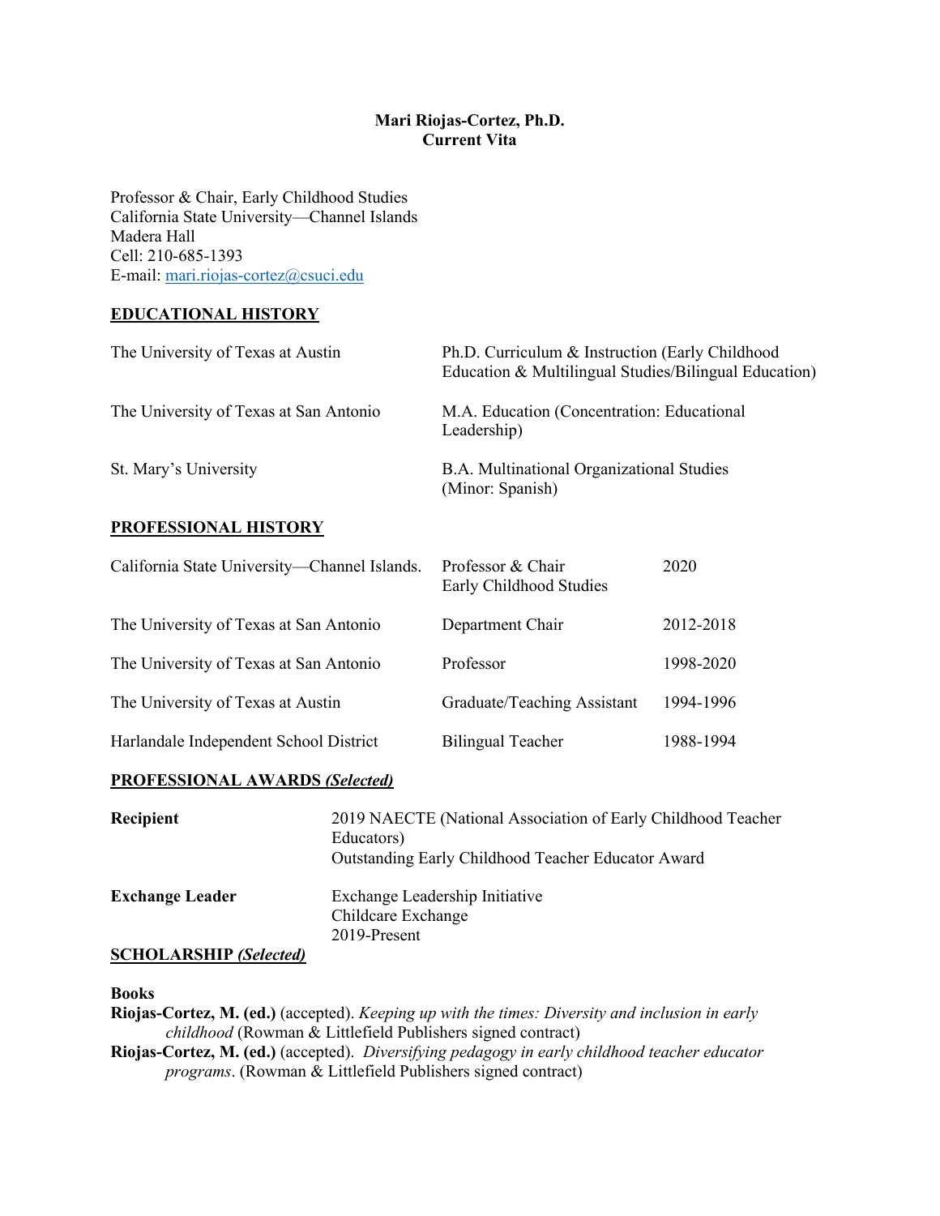**Mari Riojas-Cortez, Ph.D.**
**Current Vita**

Professor & Chair, Early Childhood Studies
California State University—Channel Islands
Madera Hall
Cell: 210-685-1393
E-mail: mari.riojas-cortez@csuci.edu

## EDUCATIONAL HISTORY

| | |
|---|---|
| The University of Texas at Austin | Ph.D. Curriculum & Instruction (Early Childhood Education & Multilingual Studies/Bilingual Education) |
| The University of Texas at San Antonio | M.A. Education (Concentration: Educational Leadership) |
| St. Mary's University | B.A. Multinational Organizational Studies (Minor: Spanish) |

## PROFESSIONAL HISTORY

| | | |
|---|---|---|
| California State University—Channel Islands. | Professor & Chair Early Childhood Studies | 2020 |
| The University of Texas at San Antonio | Department Chair | 2012-2018 |
| The University of Texas at San Antonio | Professor | 1998-2020 |
| The University of Texas at Austin | Graduate/Teaching Assistant | 1994-1996 |
| Harlandale Independent School District | Bilingual Teacher | 1988-1994 |

## PROFESSIONAL AWARDS *(Selected)*

| | |
|---|---|
| **Recipient** | 2019 NAECTE (National Association of Early Childhood Teacher Educators) Outstanding Early Childhood Teacher Educator Award |
| **Exchange Leader** | Exchange Leadership Initiative Childcare Exchange 2019-Present |

## SCHOLARSHIP *(Selected)*

**Books**

**Riojas-Cortez, M. (ed.)** (accepted). *Keeping up with the times: Diversity and inclusion in early childhood* (Rowman & Littlefield Publishers signed contract)

**Riojas-Cortez, M. (ed.)** (accepted). *Diversifying pedagogy in early childhood teacher educator programs*. (Rowman & Littlefield Publishers signed contract)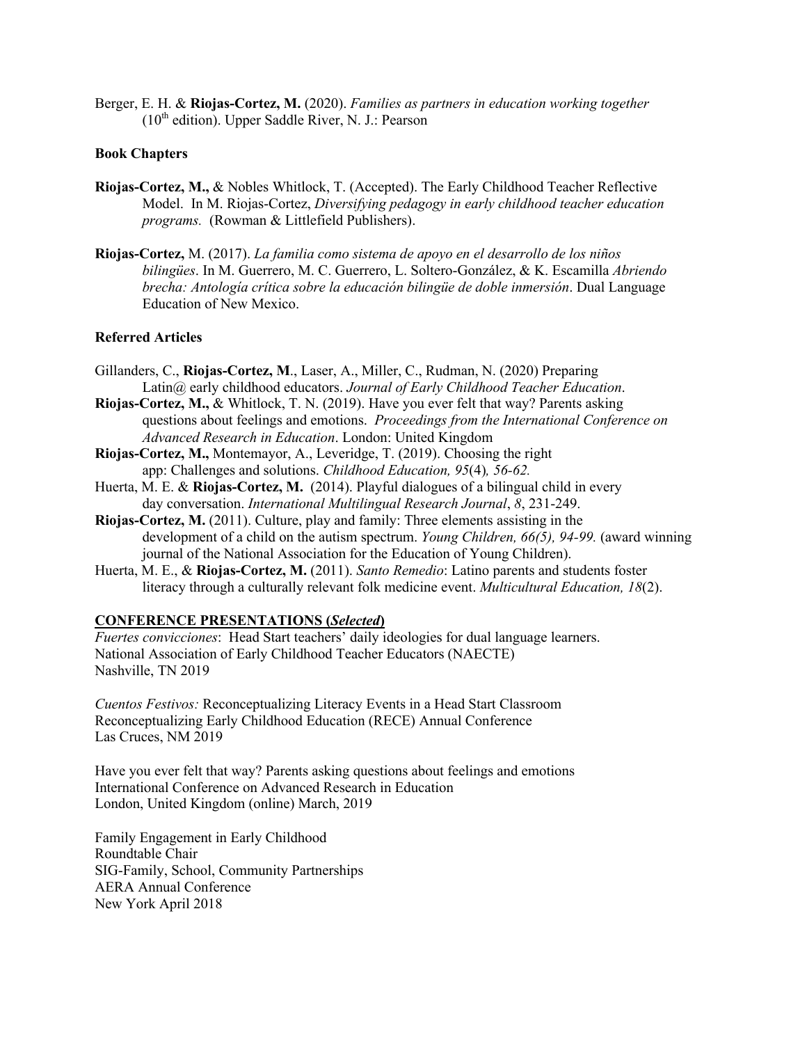Berger, E. H. & **Riojas-Cortez, M.** (2020). *Families as partners in education working together* (10th edition). Upper Saddle River, N. J.: Pearson

**Book Chapters**

**Riojas-Cortez, M.,** & Nobles Whitlock, T. (Accepted). The Early Childhood Teacher Reflective Model. In M. Riojas-Cortez, *Diversifying pedagogy in early childhood teacher education programs.* (Rowman & Littlefield Publishers).

**Riojas-Cortez,** M. (2017). *La familia como sistema de apoyo en el desarrollo de los niños bilingües*. In M. Guerrero, M. C. Guerrero, L. Soltero-González, & K. Escamilla *Abriendo brecha: Antología crítica sobre la educación bilingüe de doble inmersión*. Dual Language Education of New Mexico.

**Referred Articles**

Gillanders, C., **Riojas-Cortez, M**., Laser, A., Miller, C., Rudman, N. (2020) Preparing Latin@ early childhood educators. *Journal of Early Childhood Teacher Education*.

**Riojas-Cortez, M.,** & Whitlock, T. N. (2019). Have you ever felt that way? Parents asking questions about feelings and emotions. *Proceedings from the International Conference on Advanced Research in Education*. London: United Kingdom

**Riojas-Cortez, M.,** Montemayor, A., Leveridge, T. (2019). Choosing the right app: Challenges and solutions. *Childhood Education, 95*(4)*, 56-62.*

Huerta, M. E. & **Riojas-Cortez, M.** (2014). Playful dialogues of a bilingual child in every day conversation. *International Multilingual Research Journal*, *8*, 231-249.

**Riojas-Cortez, M.** (2011). Culture, play and family: Three elements assisting in the development of a child on the autism spectrum. *Young Children, 66(5), 94-99.* (award winning journal of the National Association for the Education of Young Children).

Huerta, M. E., & **Riojas-Cortez, M.** (2011). *Santo Remedio*: Latino parents and students foster literacy through a culturally relevant folk medicine event. *Multicultural Education, 18*(2).

**CONFERENCE PRESENTATIONS (*Selected*)**

*Fuertes convicciones*: Head Start teachers' daily ideologies for dual language learners.
National Association of Early Childhood Teacher Educators (NAECTE)
Nashville, TN 2019

*Cuentos Festivos:* Reconceptualizing Literacy Events in a Head Start Classroom
Reconceptualizing Early Childhood Education (RECE) Annual Conference
Las Cruces, NM 2019

Have you ever felt that way? Parents asking questions about feelings and emotions
International Conference on Advanced Research in Education
London, United Kingdom (online) March, 2019

Family Engagement in Early Childhood
Roundtable Chair
SIG-Family, School, Community Partnerships
AERA Annual Conference
New York April 2018